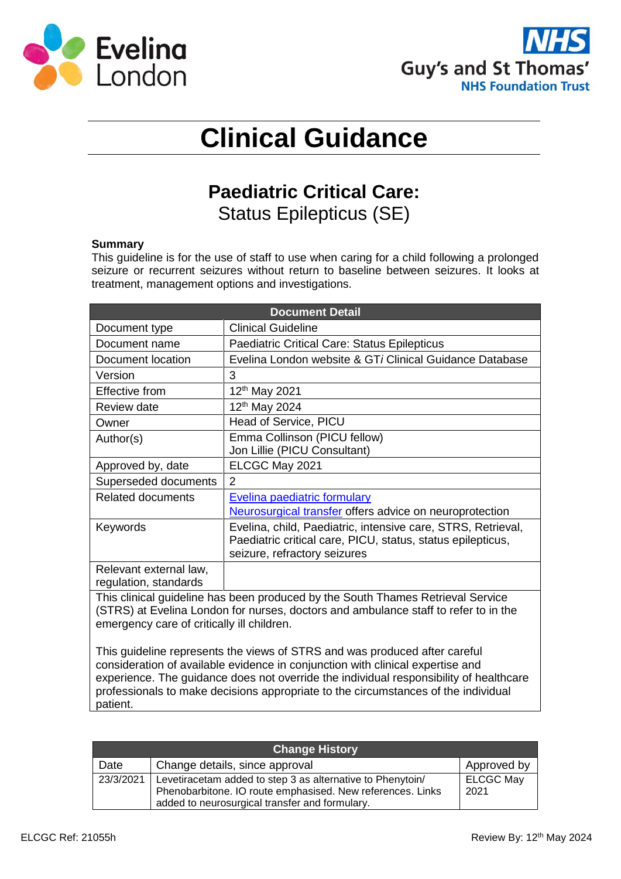# Clinical Guidance

## Paediatric Critical Care:
Status Epilepticus (SE)

**Summary**
This guideline is for the use of staff to use when caring for a child following a prolonged seizure or recurrent seizures without return to baseline between seizures. It looks at treatment, management options and investigations.

| Document Detail | |
|---|---|
| Document type | Clinical Guideline |
| Document name | Paediatric Critical Care: Status Epilepticus |
| Document location | Evelina London website & GT*i* Clinical Guidance Database |
| Version | 3 |
| Effective from | 12th May 2021 |
| Review date | 12th May 2024 |
| Owner | Head of Service, PICU |
| Author(s) | Emma Collinson (PICU fellow)<br>Jon Lillie (PICU Consultant) |
| Approved by, date | ELCGC May 2021 |
| Superseded documents | 2 |
| Related documents | Evelina paediatric formulary<br>Neurosurgical transfer offers advice on neuroprotection |
| Keywords | Evelina, child, Paediatric, intensive care, STRS, Retrieval, Paediatric critical care, PICU, status, status epilepticus, seizure, refractory seizures |
| Relevant external law, regulation, standards | |

This clinical guideline has been produced by the South Thames Retrieval Service (STRS) at Evelina London for nurses, doctors and ambulance staff to refer to in the emergency care of critically ill children.

This guideline represents the views of STRS and was produced after careful consideration of available evidence in conjunction with clinical expertise and experience. The guidance does not override the individual responsibility of healthcare professionals to make decisions appropriate to the circumstances of the individual patient.

| Change History | | |
|---|---|---|
| Date | Change details, since approval | Approved by |
| 23/3/2021 | Levetiracetam added to step 3 as alternative to Phenytoin/ Phenobarbitone. IO route emphasised. New references. Links added to neurosurgical transfer and formulary. | ELCGC May 2021 |

ELCGC Ref: 21055h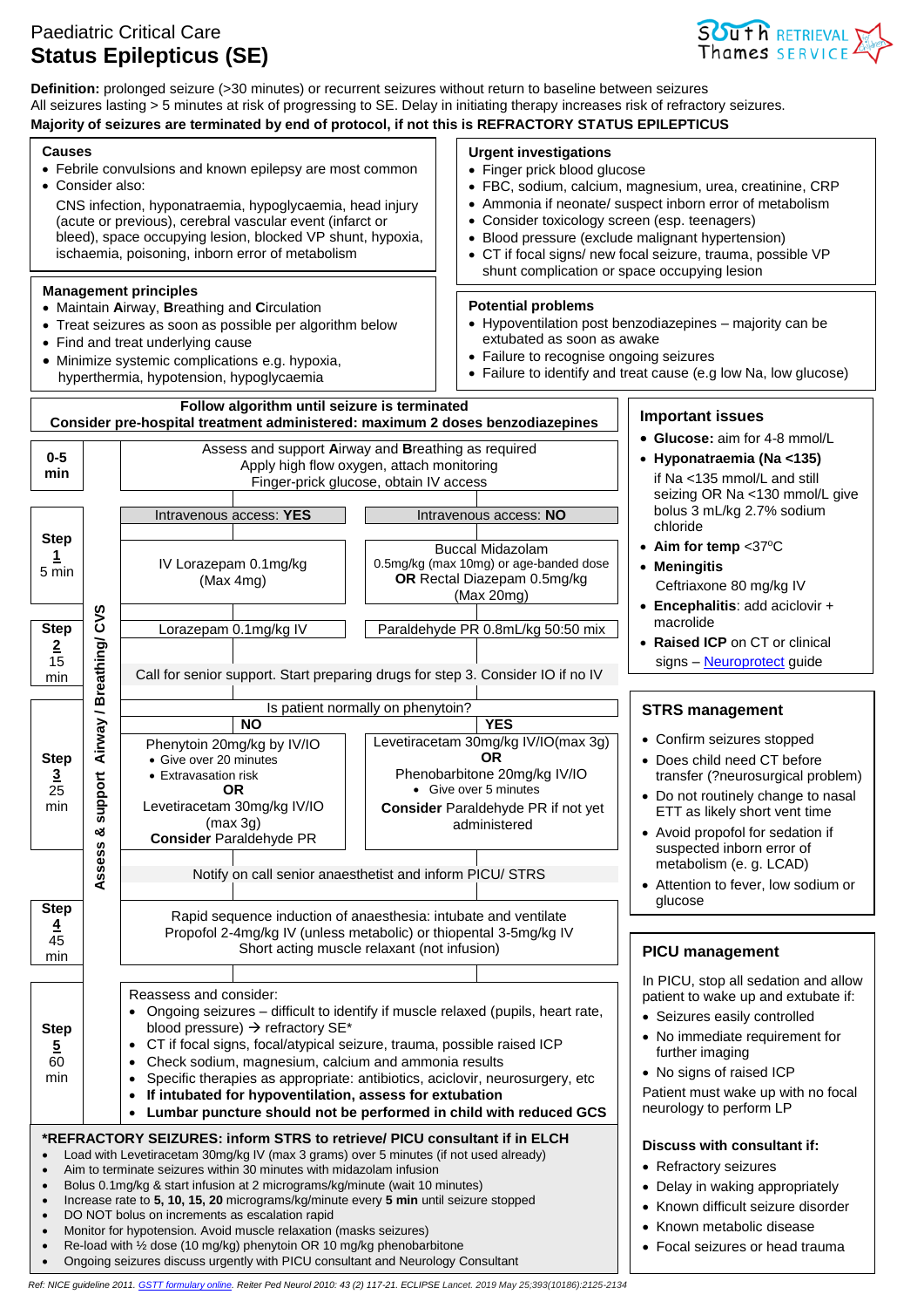# Paediatric Critical Care
## Status Epilepticus (SE)

**Definition:** prolonged seizure (>30 minutes) or recurrent seizures without return to baseline between seizures
All seizures lasting > 5 minutes at risk of progressing to SE. Delay in initiating therapy increases risk of refractory seizures.
**Majority of seizures are terminated by end of protocol, if not this is REFRACTORY STATUS EPILEPTICUS**

### Causes

- Febrile convulsions and known epilepsy are most common
- Consider also:

  CNS infection, hyponatraemia, hypoglycaemia, head injury (acute or previous), cerebral vascular event (infarct or bleed), space occupying lesion, blocked VP shunt, hypoxia, ischaemia, poisoning, inborn error of metabolism

### Urgent investigations

- Finger prick blood glucose
- FBC, sodium, calcium, magnesium, urea, creatinine, CRP
- Ammonia if neonate/ suspect inborn error of metabolism
- Consider toxicology screen (esp. teenagers)
- Blood pressure (exclude malignant hypertension)
- CT if focal signs/ new focal seizure, trauma, possible VP shunt complication or space occupying lesion

### Management principles

- Maintain **A**irway, **B**reathing and **C**irculation
- Treat seizures as soon as possible per algorithm below
- Find and treat underlying cause
- Minimize systemic complications e.g. hypoxia, hyperthermia, hypotension, hypoglycaemia

### Potential problems

- Hypoventilation post benzodiazepines – majority can be extubated as soon as awake
- Failure to recognise ongoing seizures
- Failure to identify and treat cause (e.g low Na, low glucose)

### Algorithm

**Follow algorithm until seizure is terminated**
**Consider pre-hospital treatment administered: maximum 2 doses benzodiazepines**

*Assess & support Airway / Breathing/ CVS throughout*

**0-5 min**
Assess and support **A**irway and **B**reathing as required
Apply high flow oxygen, attach monitoring
Finger-prick glucose, obtain IV access

**Step 1 (5 min)**

| Intravenous access: **YES** | Intravenous access: **NO** |
|---|---|
| IV Lorazepam 0.1mg/kg (Max 4mg) | Buccal Midazolam 0.5mg/kg (max 10mg) or age-banded dose **OR** Rectal Diazepam 0.5mg/kg (Max 20mg) |

**Step 2 (15 min)**

| | |
|---|---|
| Lorazepam 0.1mg/kg IV | Paraldehyde PR 0.8mL/kg 50:50 mix |

Call for senior support. Start preparing drugs for step 3. Consider IO if no IV

**Step 3 (25 min)**

Is patient normally on phenytoin?

| **NO** | **YES** |
|---|---|
| Phenytoin 20mg/kg by IV/IO<br>• Give over 20 minutes<br>• Extravasation risk<br>**OR**<br>Levetiracetam 30mg/kg IV/IO (max 3g)<br>**Consider** Paraldehyde PR | Levetiracetam 30mg/kg IV/IO(max 3g)<br>**OR**<br>Phenobarbitone 20mg/kg IV/IO<br>• Give over 5 minutes<br>**Consider** Paraldehyde PR if not yet administered |

Notify on call senior anaesthetist and inform PICU/ STRS

**Step 4 (45 min)**
Rapid sequence induction of anaesthesia: intubate and ventilate
Propofol 2-4mg/kg IV (unless metabolic) or thiopental 3-5mg/kg IV
Short acting muscle relaxant (not infusion)

**Step 5 (60 min)**
Reassess and consider:

- Ongoing seizures – difficult to identify if muscle relaxed (pupils, heart rate, blood pressure) → refractory SE*
- CT if focal signs, focal/atypical seizure, trauma, possible raised ICP
- Check sodium, magnesium, calcium and ammonia results
- Specific therapies as appropriate: antibiotics, aciclovir, neurosurgery, etc
- **If intubated for hypoventilation, assess for extubation**
- **Lumbar puncture should not be performed in child with reduced GCS**

### *REFRACTORY SEIZURES: inform STRS to retrieve/ PICU consultant if in ELCH

- Load with Levetiracetam 30mg/kg IV (max 3 grams) over 5 minutes (if not used already)
- Aim to terminate seizures within 30 minutes with midazolam infusion
- Bolus 0.1mg/kg & start infusion at 2 micrograms/kg/minute (wait 10 minutes)
- Increase rate to **5, 10, 15, 20** micrograms/kg/minute every **5 min** until seizure stopped
- DO NOT bolus on increments as escalation rapid
- Monitor for hypotension. Avoid muscle relaxation (masks seizures)
- Re-load with ½ dose (10 mg/kg) phenytoin OR 10 mg/kg phenobarbitone
- Ongoing seizures discuss urgently with PICU consultant and Neurology Consultant

### Important issues

- **Glucose:** aim for 4-8 mmol/L
- **Hyponatraemia (Na <135)**
  if Na <135 mmol/L and still seizing OR Na <130 mmol/L give bolus 3 mL/kg 2.7% sodium chloride
- **Aim for temp** <37°C
- **Meningitis**
  Ceftriaxone 80 mg/kg IV
- **Encephalitis**: add aciclovir + macrolide
- **Raised ICP** on CT or clinical signs – Neuroprotect guide

### STRS management

- Confirm seizures stopped
- Does child need CT before transfer (?neurosurgical problem)
- Do not routinely change to nasal ETT as likely short vent time
- Avoid propofol for sedation if suspected inborn error of metabolism (e. g. LCAD)
- Attention to fever, low sodium or glucose

### PICU management

In PICU, stop all sedation and allow patient to wake up and extubate if:

- Seizures easily controlled
- No immediate requirement for further imaging
- No signs of raised ICP

Patient must wake up with no focal neurology to perform LP

**Discuss with consultant if:**

- Refractory seizures
- Delay in waking appropriately
- Known difficult seizure disorder
- Known metabolic disease
- Focal seizures or head trauma

*Ref: NICE guideline 2011. GSTT formulary online. Reiter Ped Neurol 2010: 43 (2) 117-21. ECLIPSE Lancet. 2019 May 25;393(10186):2125-2134*